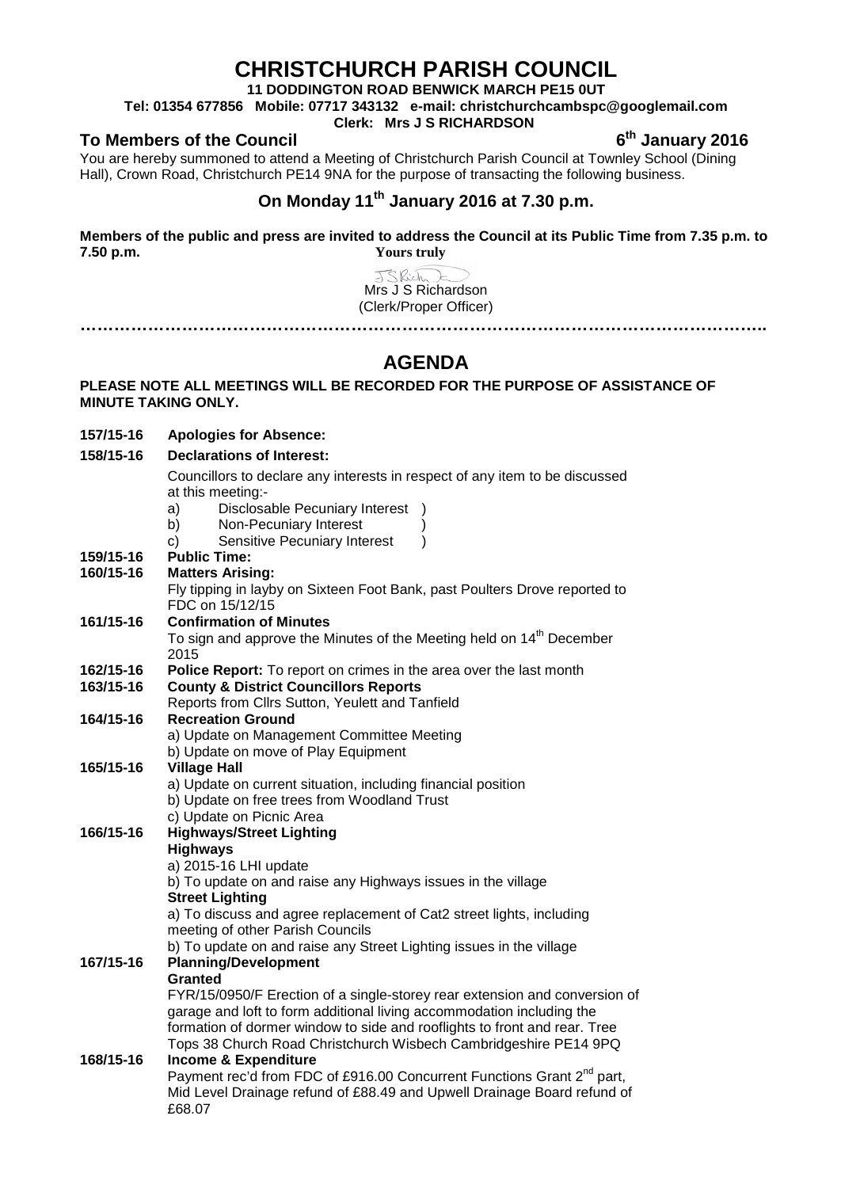# CHRISTCHURCH PARISH COUNCIL

**11 DODDINGTON ROAD BENWICK MARCH PE15 0UT**

**Tel: 01354 677856 Mobile: 07717 343132 e-mail: christchurchcambspc@googlemail.com**

**Clerk: Mrs J S RICHARDSON**

**To Members of the Council** **6th January 2016**

You are hereby summoned to attend a Meeting of Christchurch Parish Council at Townley School (Dining Hall), Crown Road, Christchurch PE14 9NA for the purpose of transacting the following business.

## On Monday 11th January 2016 at 7.30 p.m.

**Members of the public and press are invited to address the Council at its Public Time from 7.35 p.m. to 7.50 p.m.**

**Yours truly**

Mrs J S Richardson
(Clerk/Proper Officer)

…………………………………………………………………………………………………………

## AGENDA

**PLEASE NOTE ALL MEETINGS WILL BE RECORDED FOR THE PURPOSE OF ASSISTANCE OF MINUTE TAKING ONLY.**

**157/15-16 Apologies for Absence:**

**158/15-16 Declarations of Interest:**

Councillors to declare any interests in respect of any item to be discussed at this meeting:-

a) Disclosable Pecuniary Interest )
b) Non-Pecuniary Interest )
c) Sensitive Pecuniary Interest )

**159/15-16 Public Time:**

**160/15-16 Matters Arising:**

Fly tipping in layby on Sixteen Foot Bank, past Poulters Drove reported to FDC on 15/12/15

**161/15-16 Confirmation of Minutes**

To sign and approve the Minutes of the Meeting held on 14th December 2015

**162/15-16 Police Report:** To report on crimes in the area over the last month

**163/15-16 County & District Councillors Reports**

Reports from Cllrs Sutton, Yeulett and Tanfield

**164/15-16 Recreation Ground**

a) Update on Management Committee Meeting
b) Update on move of Play Equipment

**165/15-16 Village Hall**

a) Update on current situation, including financial position
b) Update on free trees from Woodland Trust
c) Update on Picnic Area

**166/15-16 Highways/Street Lighting**

**Highways**

a) 2015-16 LHI update
b) To update on and raise any Highways issues in the village

**Street Lighting**

a) To discuss and agree replacement of Cat2 street lights, including meeting of other Parish Councils
b) To update on and raise any Street Lighting issues in the village

**167/15-16 Planning/Development**

**Granted**

FYR/15/0950/F Erection of a single-storey rear extension and conversion of garage and loft to form additional living accommodation including the formation of dormer window to side and rooflights to front and rear. Tree Tops 38 Church Road Christchurch Wisbech Cambridgeshire PE14 9PQ

**168/15-16 Income & Expenditure**

Payment rec'd from FDC of £916.00 Concurrent Functions Grant 2nd part, Mid Level Drainage refund of £88.49 and Upwell Drainage Board refund of £68.07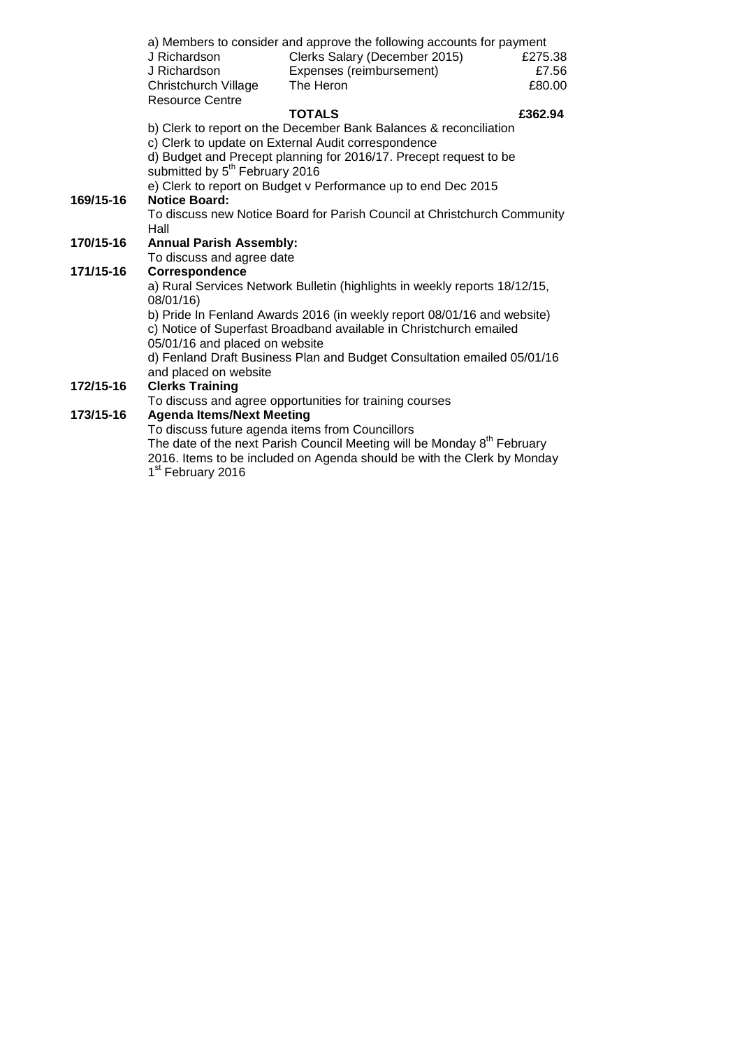a) Members to consider and approve the following accounts for payment

| | | |
|---|---|---|
| J Richardson | Clerks Salary (December 2015) | £275.38 |
| J Richardson | Expenses (reimbursement) | £7.56 |
| Christchurch Village Resource Centre | The Heron | £80.00 |
| | **TOTALS** | **£362.94** |

b) Clerk to report on the December Bank Balances & reconciliation

c) Clerk to update on External Audit correspondence

d) Budget and Precept planning for 2016/17. Precept request to be submitted by 5th February 2016

e) Clerk to report on Budget v Performance up to end Dec 2015

**169/15-16 Notice Board:**

To discuss new Notice Board for Parish Council at Christchurch Community Hall

**170/15-16 Annual Parish Assembly:**

To discuss and agree date

**171/15-16 Correspondence**

a) Rural Services Network Bulletin (highlights in weekly reports 18/12/15, 08/01/16)

b) Pride In Fenland Awards 2016 (in weekly report 08/01/16 and website)

c) Notice of Superfast Broadband available in Christchurch emailed 05/01/16 and placed on website

d) Fenland Draft Business Plan and Budget Consultation emailed 05/01/16 and placed on website

**172/15-16 Clerks Training**

To discuss and agree opportunities for training courses

**173/15-16 Agenda Items/Next Meeting**

To discuss future agenda items from Councillors

The date of the next Parish Council Meeting will be Monday 8th February 2016. Items to be included on Agenda should be with the Clerk by Monday 1st February 2016